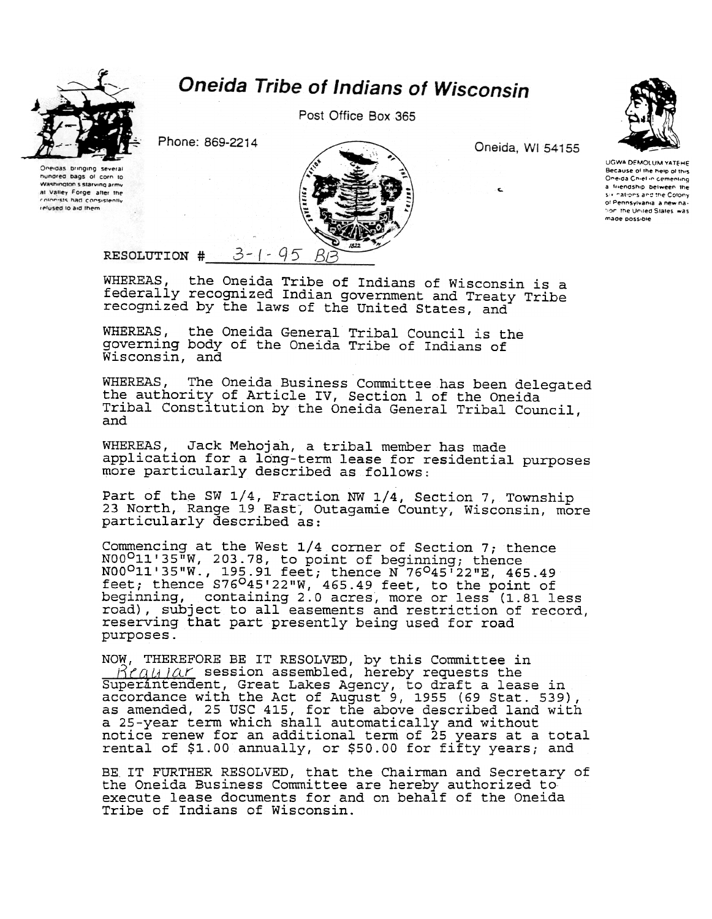# Oneida Tribe of Indians of Wisconsin

Post Office Box 365

Phone: 869-2214

Oneida, WI 54155

Oneidas bringing several hundred bags of corn to Washington's starving army at Valley Forge after the colonists had consistently refused to aid them

UGWA DEMOLUM YATEHE
Because of the help of this Oneida Chief in cementing a friendship between the six nations and the Colony of Pennsylvania, a new nation, the United States was made possible

RESOLUTION # 3-1-95 BB

WHEREAS, the Oneida Tribe of Indians of Wisconsin is a federally recognized Indian government and Treaty Tribe recognized by the laws of the United States, and

WHEREAS, the Oneida General Tribal Council is the governing body of the Oneida Tribe of Indians of Wisconsin, and

WHEREAS, The Oneida Business Committee has been delegated the authority of Article IV, Section 1 of the Oneida Tribal Constitution by the Oneida General Tribal Council, and

WHEREAS, Jack Mehojah, a tribal member has made application for a long-term lease for residential purposes more particularly described as follows:

Part of the SW 1/4, Fraction NW 1/4, Section 7, Township 23 North, Range 19 East, Outagamie County, Wisconsin, more particularly described as:

Commencing at the West 1/4 corner of Section 7; thence N00°11'35"W, 203.78, to point of beginning; thence N00°11'35"W., 195.91 feet; thence N 76°45'22"E, 465.49 feet; thence S76°45'22"W, 465.49 feet, to the point of beginning, containing 2.0 acres, more or less (1.81 less road), subject to all easements and restriction of record, reserving that part presently being used for road purposes.

NOW, THEREFORE BE IT RESOLVED, by this Committee in Regular session assembled, hereby requests the Superintendent, Great Lakes Agency, to draft a lease in accordance with the Act of August 9, 1955 (69 Stat. 539), as amended, 25 USC 415, for the above described land with a 25-year term which shall automatically and without notice renew for an additional term of 25 years at a total rental of $1.00 annually, or $50.00 for fifty years; and

BE IT FURTHER RESOLVED, that the Chairman and Secretary of the Oneida Business Committee are hereby authorized to execute lease documents for and on behalf of the Oneida Tribe of Indians of Wisconsin.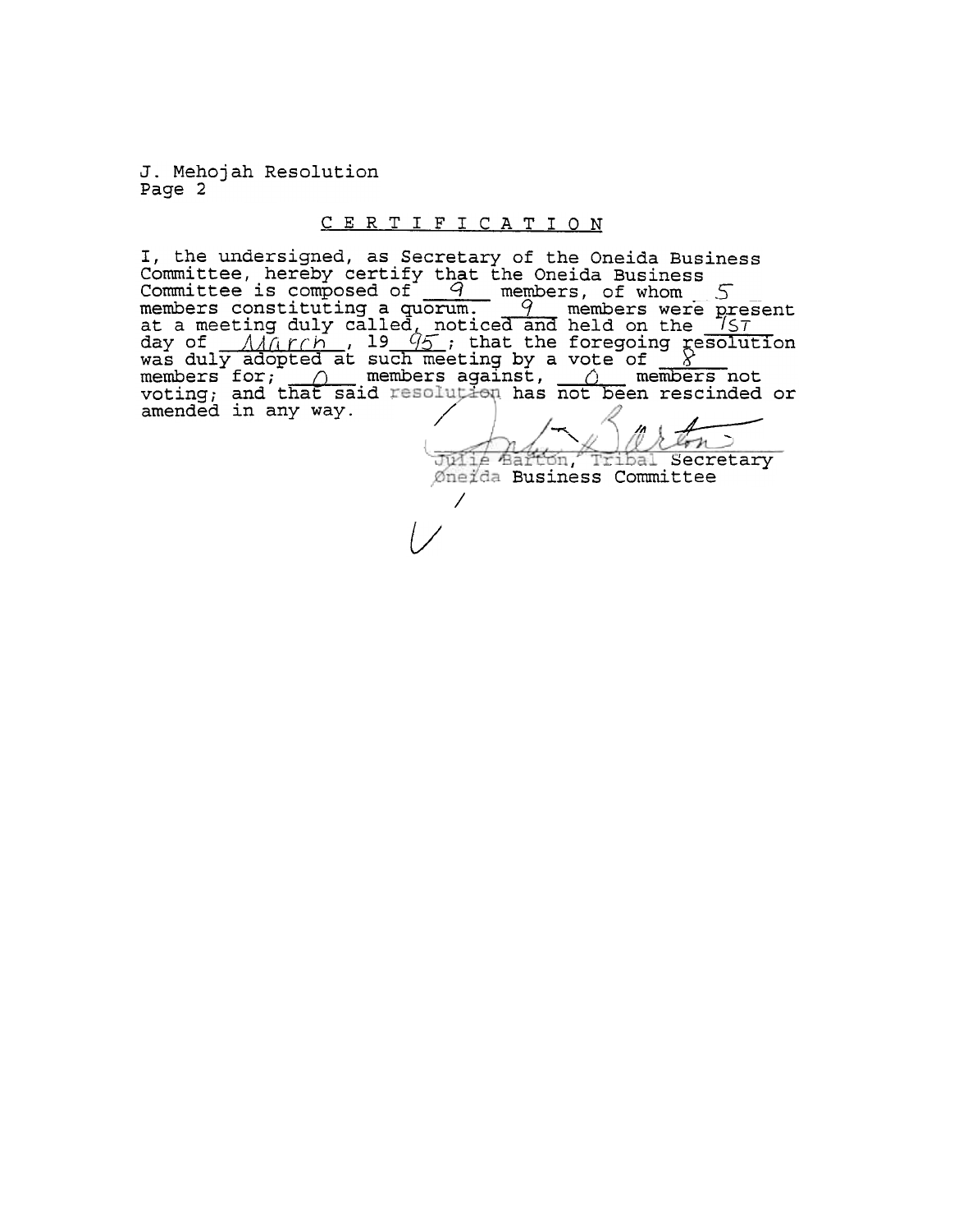J. Mehojah Resolution
Page 2

## CERTIFICATION

I, the undersigned, as Secretary of the Oneida Business Committee, hereby certify that the Oneida Business Committee is composed of 9 members, of whom 5 members constituting a quorum. 9 members were present at a meeting duly called, noticed and held on the 1ST day of March, 1995; that the foregoing resolution was duly adopted at such meeting by a vote of 8 members for; 0 members against, 0 members not voting; and that said resolution has not been rescinded or amended in any way.

Julie Barton, Tribal Secretary
Oneida Business Committee